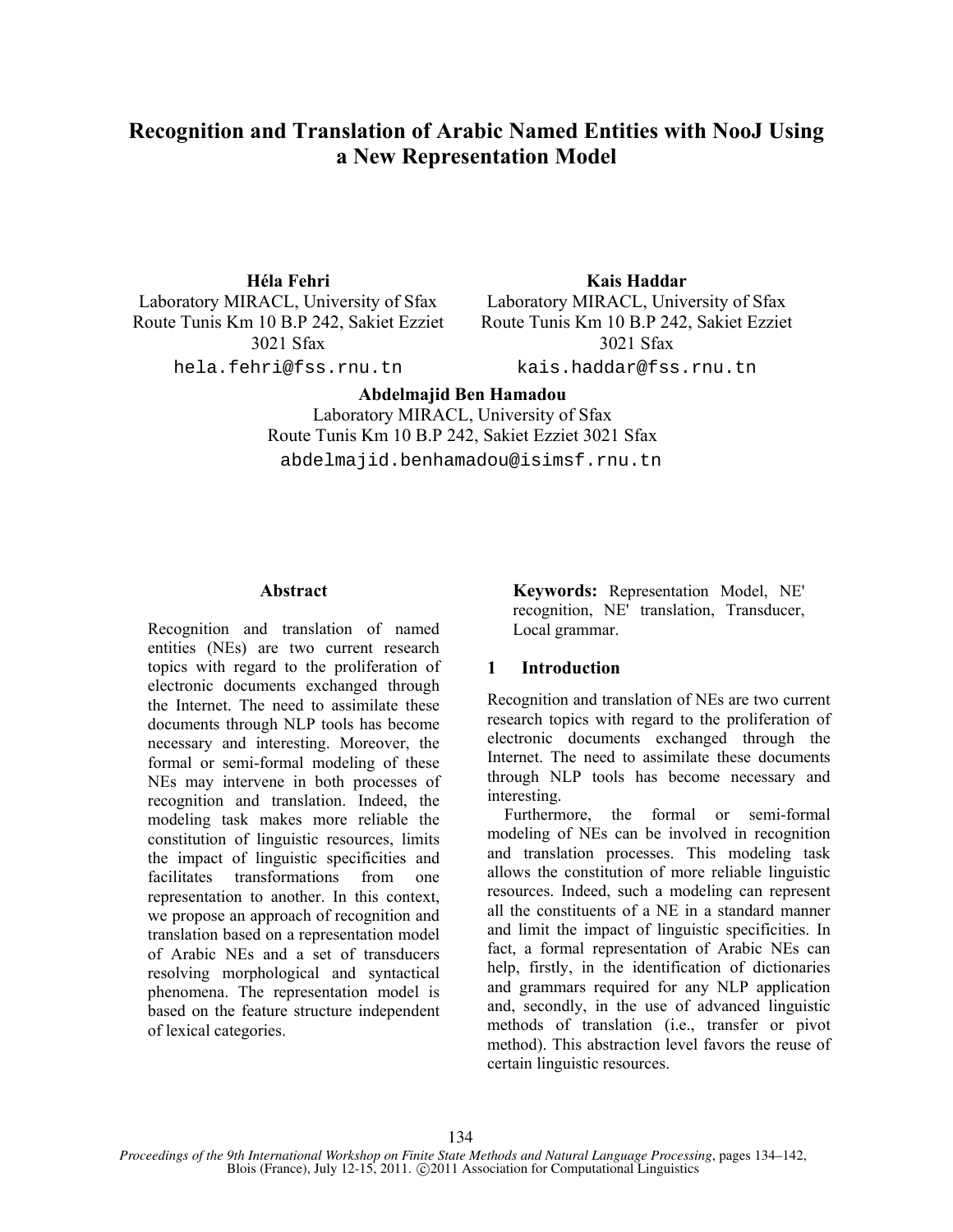# Recognition and Translation of Arabic Named Entities with NooJ Using a New Representation Model

**Héla Fehri**
Laboratory MIRACL, University of Sfax
Route Tunis Km 10 B.P 242, Sakiet Ezziet 3021 Sfax
hela.fehri@fss.rnu.tn

**Kais Haddar**
Laboratory MIRACL, University of Sfax
Route Tunis Km 10 B.P 242, Sakiet Ezziet 3021 Sfax
kais.haddar@fss.rnu.tn

**Abdelmajid Ben Hamadou**
Laboratory MIRACL, University of Sfax
Route Tunis Km 10 B.P 242, Sakiet Ezziet 3021 Sfax
abdelmajid.benhamadou@isimsf.rnu.tn

## Abstract

Recognition and translation of named entities (NEs) are two current research topics with regard to the proliferation of electronic documents exchanged through the Internet. The need to assimilate these documents through NLP tools has become necessary and interesting. Moreover, the formal or semi-formal modeling of these NEs may intervene in both processes of recognition and translation. Indeed, the modeling task makes more reliable the constitution of linguistic resources, limits the impact of linguistic specificities and facilitates transformations from one representation to another. In this context, we propose an approach of recognition and translation based on a representation model of Arabic NEs and a set of transducers resolving morphological and syntactical phenomena. The representation model is based on the feature structure independent of lexical categories.

**Keywords:** Representation Model, NE' recognition, NE' translation, Transducer, Local grammar.

## 1 Introduction

Recognition and translation of NEs are two current research topics with regard to the proliferation of electronic documents exchanged through the Internet. The need to assimilate these documents through NLP tools has become necessary and interesting.

Furthermore, the formal or semi-formal modeling of NEs can be involved in recognition and translation processes. This modeling task allows the constitution of more reliable linguistic resources. Indeed, such a modeling can represent all the constituents of a NE in a standard manner and limit the impact of linguistic specificities. In fact, a formal representation of Arabic NEs can help, firstly, in the identification of dictionaries and grammars required for any NLP application and, secondly, in the use of advanced linguistic methods of translation (i.e., transfer or pivot method). This abstraction level favors the reuse of certain linguistic resources.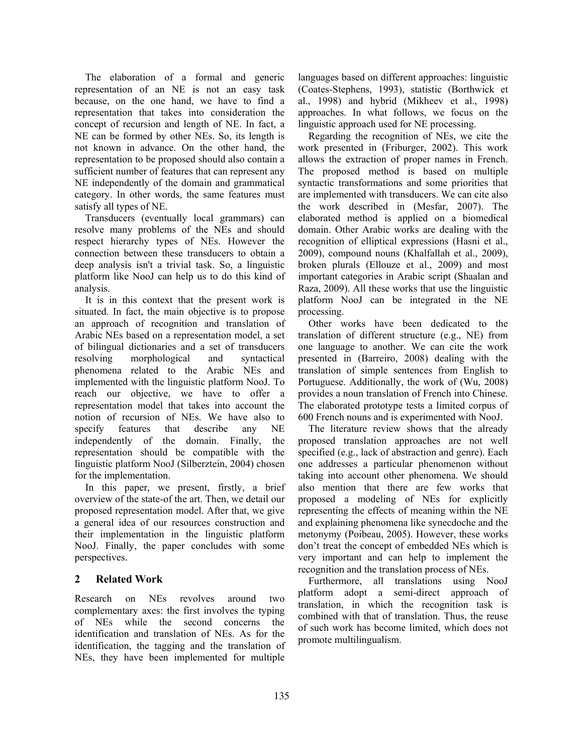The elaboration of a formal and generic representation of an NE is not an easy task because, on the one hand, we have to find a representation that takes into consideration the concept of recursion and length of NE. In fact, a NE can be formed by other NEs. So, its length is not known in advance. On the other hand, the representation to be proposed should also contain a sufficient number of features that can represent any NE independently of the domain and grammatical category. In other words, the same features must satisfy all types of NE.

Transducers (eventually local grammars) can resolve many problems of the NEs and should respect hierarchy types of NEs. However the connection between these transducers to obtain a deep analysis isn't a trivial task. So, a linguistic platform like NooJ can help us to do this kind of analysis.

It is in this context that the present work is situated. In fact, the main objective is to propose an approach of recognition and translation of Arabic NEs based on a representation model, a set of bilingual dictionaries and a set of transducers resolving morphological and syntactical phenomena related to the Arabic NEs and implemented with the linguistic platform NooJ. To reach our objective, we have to offer a representation model that takes into account the notion of recursion of NEs. We have also to specify features that describe any NE independently of the domain. Finally, the representation should be compatible with the linguistic platform NooJ (Silberztein, 2004) chosen for the implementation.

In this paper, we present, firstly, a brief overview of the state-of the art. Then, we detail our proposed representation model. After that, we give a general idea of our resources construction and their implementation in the linguistic platform NooJ. Finally, the paper concludes with some perspectives.

## 2 Related Work

Research on NEs revolves around two complementary axes: the first involves the typing of NEs while the second concerns the identification and translation of NEs. As for the identification, the tagging and the translation of NEs, they have been implemented for multiple languages based on different approaches: linguistic (Coates-Stephens, 1993), statistic (Borthwick et al., 1998) and hybrid (Mikheev et al., 1998) approaches. In what follows, we focus on the linguistic approach used for NE processing.

Regarding the recognition of NEs, we cite the work presented in (Friburger, 2002). This work allows the extraction of proper names in French. The proposed method is based on multiple syntactic transformations and some priorities that are implemented with transducers. We can cite also the work described in (Mesfar, 2007). The elaborated method is applied on a biomedical domain. Other Arabic works are dealing with the recognition of elliptical expressions (Hasni et al., 2009), compound nouns (Khalfallah et al., 2009), broken plurals (Ellouze et al., 2009) and most important categories in Arabic script (Shaalan and Raza, 2009). All these works that use the linguistic platform NooJ can be integrated in the NE processing.

Other works have been dedicated to the translation of different structure (e.g., NE) from one language to another. We can cite the work presented in (Barreiro, 2008) dealing with the translation of simple sentences from English to Portuguese. Additionally, the work of (Wu, 2008) provides a noun translation of French into Chinese. The elaborated prototype tests a limited corpus of 600 French nouns and is experimented with NooJ.

The literature review shows that the already proposed translation approaches are not well specified (e.g., lack of abstraction and genre). Each one addresses a particular phenomenon without taking into account other phenomena. We should also mention that there are few works that proposed a modeling of NEs for explicitly representing the effects of meaning within the NE and explaining phenomena like synecdoche and the metonymy (Poibeau, 2005). However, these works don't treat the concept of embedded NEs which is very important and can help to implement the recognition and the translation process of NEs.

Furthermore, all translations using NooJ platform adopt a semi-direct approach of translation, in which the recognition task is combined with that of translation. Thus, the reuse of such work has become limited, which does not promote multilingualism.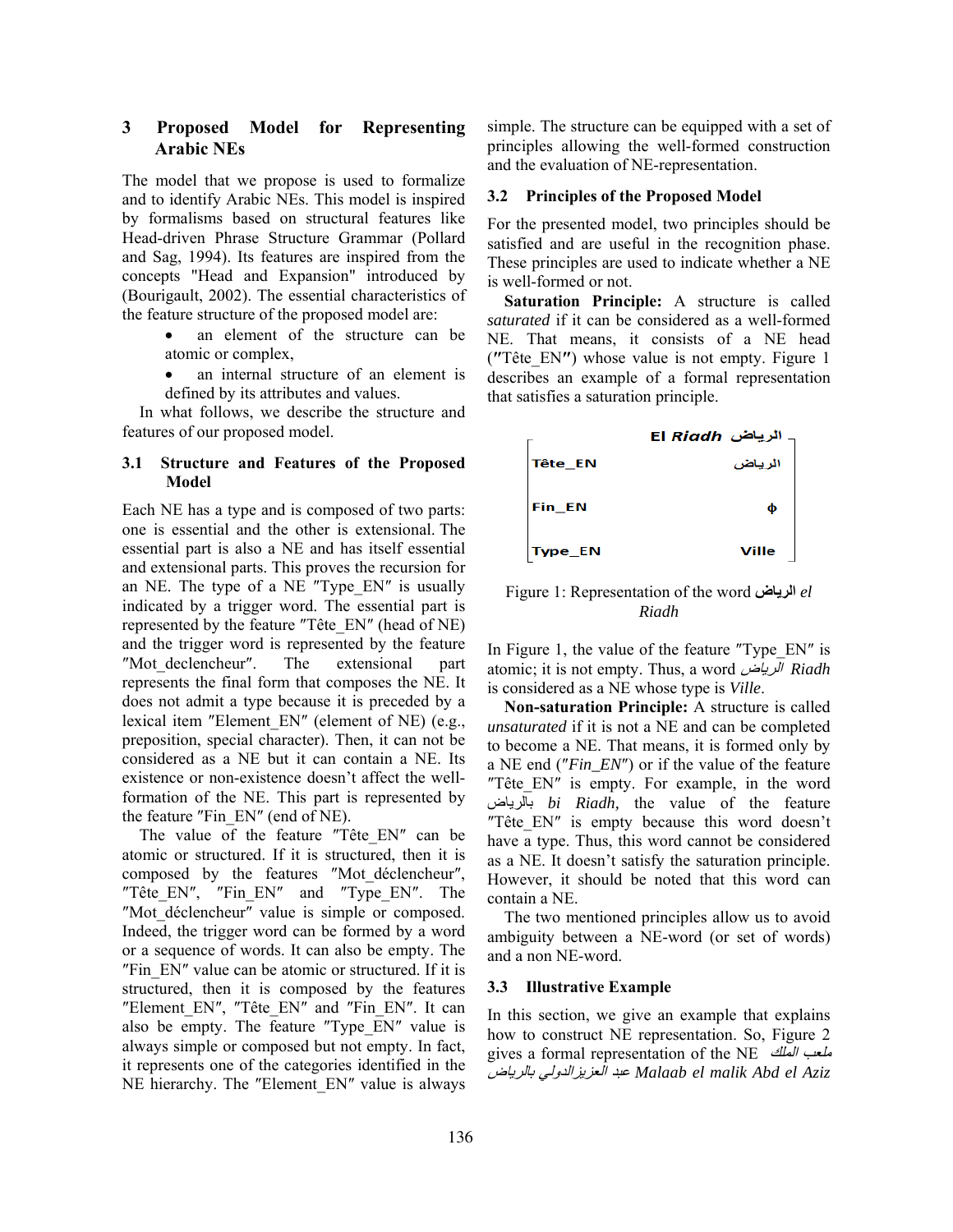## 3 Proposed Model for Representing Arabic NEs

The model that we propose is used to formalize and to identify Arabic NEs. This model is inspired by formalisms based on structural features like Head-driven Phrase Structure Grammar (Pollard and Sag, 1994). Its features are inspired from the concepts "Head and Expansion" introduced by (Bourigault, 2002). The essential characteristics of the feature structure of the proposed model are:

- an element of the structure can be atomic or complex,
- an internal structure of an element is defined by its attributes and values.

In what follows, we describe the structure and features of our proposed model.

### 3.1 Structure and Features of the Proposed Model

Each NE has a type and is composed of two parts: one is essential and the other is extensional. The essential part is also a NE and has itself essential and extensional parts. This proves the recursion for an NE. The type of a NE ″Type_EN″ is usually indicated by a trigger word. The essential part is represented by the feature ″Tête_EN″ (head of NE) and the trigger word is represented by the feature ″Mot_declencheur″. The extensional part represents the final form that composes the NE. It does not admit a type because it is preceded by a lexical item ″Element_EN″ (element of NE) (e.g., preposition, special character). Then, it can not be considered as a NE but it can contain a NE. Its existence or non-existence doesn't affect the well-formation of the NE. This part is represented by the feature ″Fin_EN″ (end of NE).

The value of the feature ″Tête_EN″ can be atomic or structured. If it is structured, then it is composed by the features ″Mot_déclencheur″, ″Tête_EN″, ″Fin_EN″ and ″Type_EN″. The ″Mot_déclencheur″ value is simple or composed. Indeed, the trigger word can be formed by a word or a sequence of words. It can also be empty. The ″Fin_EN″ value can be atomic or structured. If it is structured, then it is composed by the features ″Element_EN″, ″Tête_EN″ and ″Fin_EN″. It can also be empty. The feature ″Type_EN″ value is always simple or composed but not empty. In fact, it represents one of the categories identified in the NE hierarchy. The ″Element_EN″ value is always simple. The structure can be equipped with a set of principles allowing the well-formed construction and the evaluation of NE-representation.

### 3.2 Principles of the Proposed Model

For the presented model, two principles should be satisfied and are useful in the recognition phase. These principles are used to indicate whether a NE is well-formed or not.

**Saturation Principle:** A structure is called *saturated* if it can be considered as a well-formed NE. That means, it consists of a NE head (**″**Tête_EN**″**) whose value is not empty. Figure 1 describes an example of a formal representation that satisfies a saturation principle.

| El *Riadh* الرياض | |
|---|---|
| Tête_EN | الرياض |
| Fin_EN | φ |
| Type_EN | Ville |

Figure 1: Representation of the word **الرياض** *el Riadh*

In Figure 1, the value of the feature ″Type_EN″ is atomic; it is not empty. Thus, a word *الرياض Riadh* is considered as a NE whose type is *Ville*.

**Non-saturation Principle:** A structure is called *unsaturated* if it is not a NE and can be completed to become a NE. That means, it is formed only by a NE end (″*Fin_EN*″) or if the value of the feature ″Tête_EN″ is empty. For example, in the word بالرياض *bi Riadh,* the value of the feature ″Tête_EN″ is empty because this word doesn't have a type. Thus, this word cannot be considered as a NE. It doesn't satisfy the saturation principle. However, it should be noted that this word can contain a NE.

The two mentioned principles allow us to avoid ambiguity between a NE-word (or set of words) and a non NE-word.

### 3.3 Illustrative Example

In this section, we give an example that explains how to construct NE representation. So, Figure 2 gives a formal representation of the NE *ملعب الملك عبد العزيزالدولي بالرياض Malaab el malik Abd el Aziz*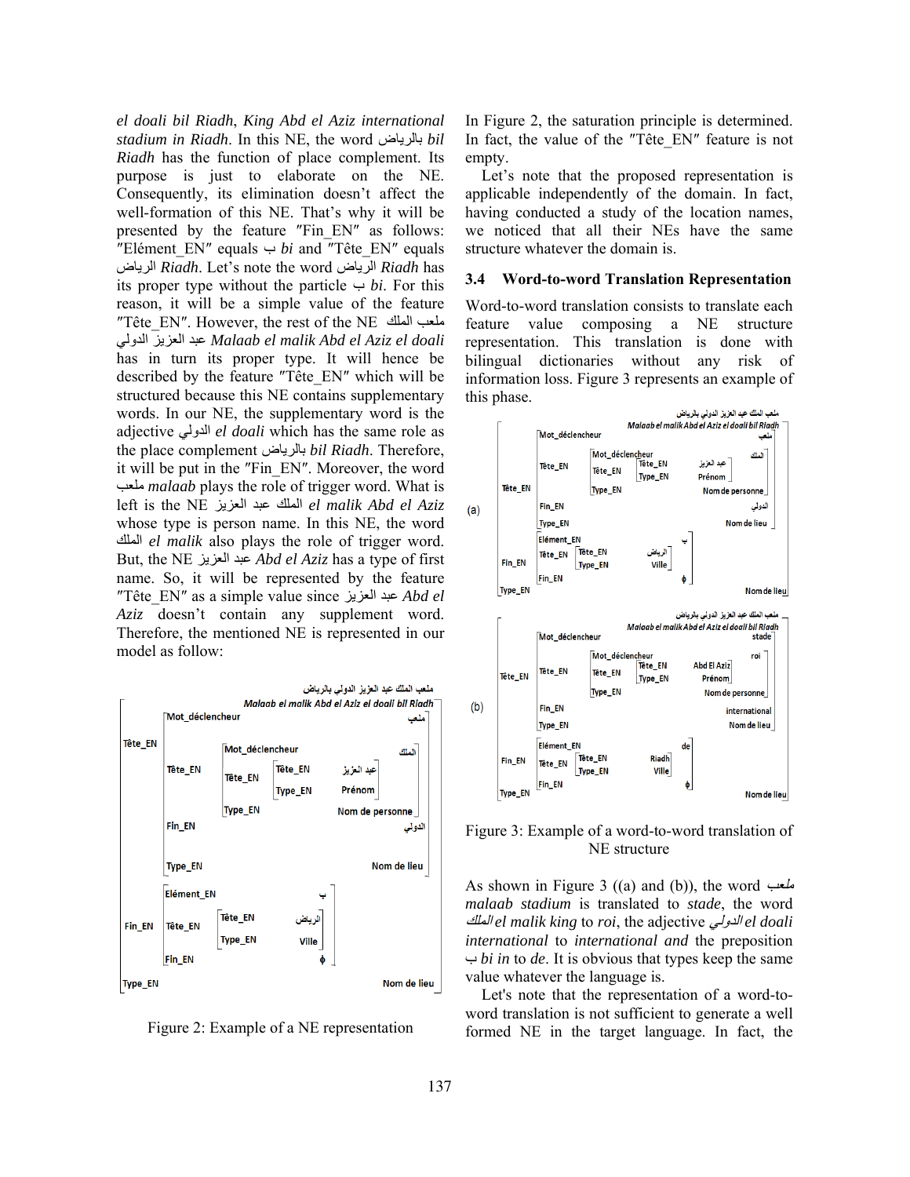*el doali bil Riadh*, *King Abd el Aziz international stadium in Riadh*. In this NE, the word بالرياض *bil Riadh* has the function of place complement. Its purpose is just to elaborate on the NE. Consequently, its elimination doesn't affect the well-formation of this NE. That's why it will be presented by the feature ″Fin_EN″ as follows: ″Elément_EN″ equals ب *bi* and ″Tête_EN″ equals الرياض *Riadh*. Let's note the word الرياض *Riadh* has its proper type without the particle ب *bi*. For this reason, it will be a simple value of the feature ″Tête_EN″. However, the rest of the NE ملعب الملك عبد العزيز الدولي *Malaab el malik Abd el Aziz el doali* has in turn its proper type. It will hence be described by the feature ″Tête_EN″ which will be structured because this NE contains supplementary words. In our NE, the supplementary word is the adjective الدولي *el doali* which has the same role as the place complement بالرياض *bil Riadh*. Therefore, it will be put in the ″Fin_EN″. Moreover, the word ملعب *malaab* plays the role of trigger word. What is left is the NE الملك عبد العزيز *el malik Abd el Aziz* whose type is person name. In this NE, the word الملك *el malik* also plays the role of trigger word. But, the NE عبد العزيز *Abd el Aziz* has a type of first name. So, it will be represented by the feature ″Tête_EN″ as a simple value since عبد العزيز *Abd el Aziz* doesn't contain any supplement word. Therefore, the mentioned NE is represented in our model as follow:

Figure 2: Example of a NE representation

In Figure 2, the saturation principle is determined. In fact, the value of the ″Tête_EN″ feature is not empty.

Let's note that the proposed representation is applicable independently of the domain. In fact, having conducted a study of the location names, we noticed that all their NEs have the same structure whatever the domain is.

### 3.4 Word-to-word Translation Representation

Word-to-word translation consists to translate each feature value composing a NE structure representation. This translation is done with bilingual dictionaries without any risk of information loss. Figure 3 represents an example of this phase.

Figure 3: Example of a word-to-word translation of NE structure

As shown in Figure 3 ((a) and (b)), the word ملعب *malaab stadium* is translated to *stade*, the word الملك *el malik king* to *roi*, the adjective الدولي *el doali international* to *international and* the preposition ب *bi in* to *de*. It is obvious that types keep the same value whatever the language is.

Let's note that the representation of a word-to-word translation is not sufficient to generate a well formed NE in the target language. In fact, the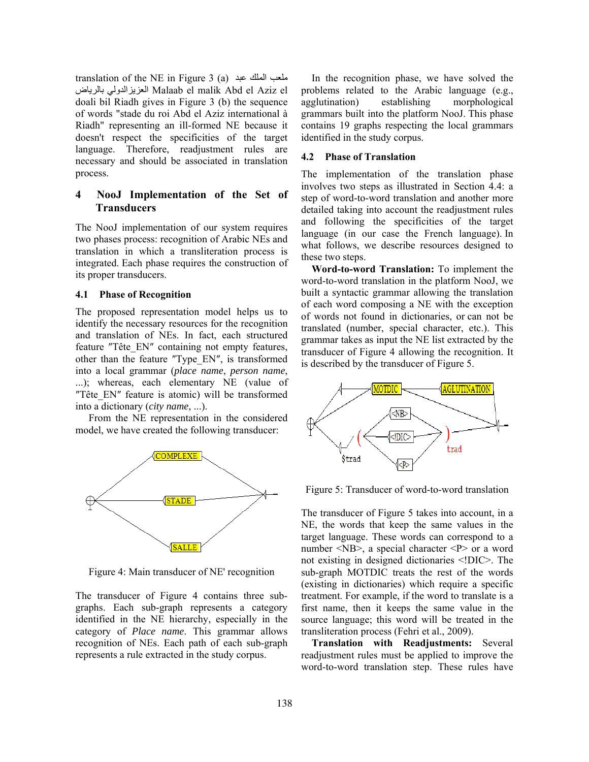translation of the NE in Figure 3 (a) ملعب الملك عبد العزيزالدولي بالرياض Malaab el malik Abd el Aziz el doali bil Riadh gives in Figure 3 (b) the sequence of words "stade du roi Abd el Aziz international à Riadh" representing an ill-formed NE because it doesn't respect the specificities of the target language. Therefore, readjustment rules are necessary and should be associated in translation process.

## 4 NooJ Implementation of the Set of Transducers

The NooJ implementation of our system requires two phases process: recognition of Arabic NEs and translation in which a transliteration process is integrated. Each phase requires the construction of its proper transducers.

### 4.1 Phase of Recognition

The proposed representation model helps us to identify the necessary resources for the recognition and translation of NEs. In fact, each structured feature ″Tête_EN″ containing not empty features, other than the feature ″Type_EN″, is transformed into a local grammar (*place name*, *person name*, ...); whereas, each elementary NE (value of ″Tête_EN″ feature is atomic) will be transformed into a dictionary (*city name*, ...).

From the NE representation in the considered model, we have created the following transducer:

Figure 4: Main transducer of NE' recognition

The transducer of Figure 4 contains three sub-graphs. Each sub-graph represents a category identified in the NE hierarchy, especially in the category of *Place name*. This grammar allows recognition of NEs. Each path of each sub-graph represents a rule extracted in the study corpus.

In the recognition phase, we have solved the problems related to the Arabic language (e.g., agglutination) establishing morphological grammars built into the platform NooJ. This phase contains 19 graphs respecting the local grammars identified in the study corpus.

### 4.2 Phase of Translation

The implementation of the translation phase involves two steps as illustrated in Section 4.4: a step of word-to-word translation and another more detailed taking into account the readjustment rules and following the specificities of the target language (in our case the French language). In what follows, we describe resources designed to these two steps.

**Word-to-word Translation:** To implement the word-to-word translation in the platform NooJ, we built a syntactic grammar allowing the translation of each word composing a NE with the exception of words not found in dictionaries, or can not be translated (number, special character, etc.). This grammar takes as input the NE list extracted by the transducer of Figure 4 allowing the recognition. It is described by the transducer of Figure 5.

Figure 5: Transducer of word-to-word translation

The transducer of Figure 5 takes into account, in a NE, the words that keep the same values in the target language. These words can correspond to a number <NB>, a special character <P> or a word not existing in designed dictionaries <!DIC>. The sub-graph MOTDIC treats the rest of the words (existing in dictionaries) which require a specific treatment. For example, if the word to translate is a first name, then it keeps the same value in the source language; this word will be treated in the transliteration process (Fehri et al., 2009).

**Translation with Readjustments:** Several readjustment rules must be applied to improve the word-to-word translation step. These rules have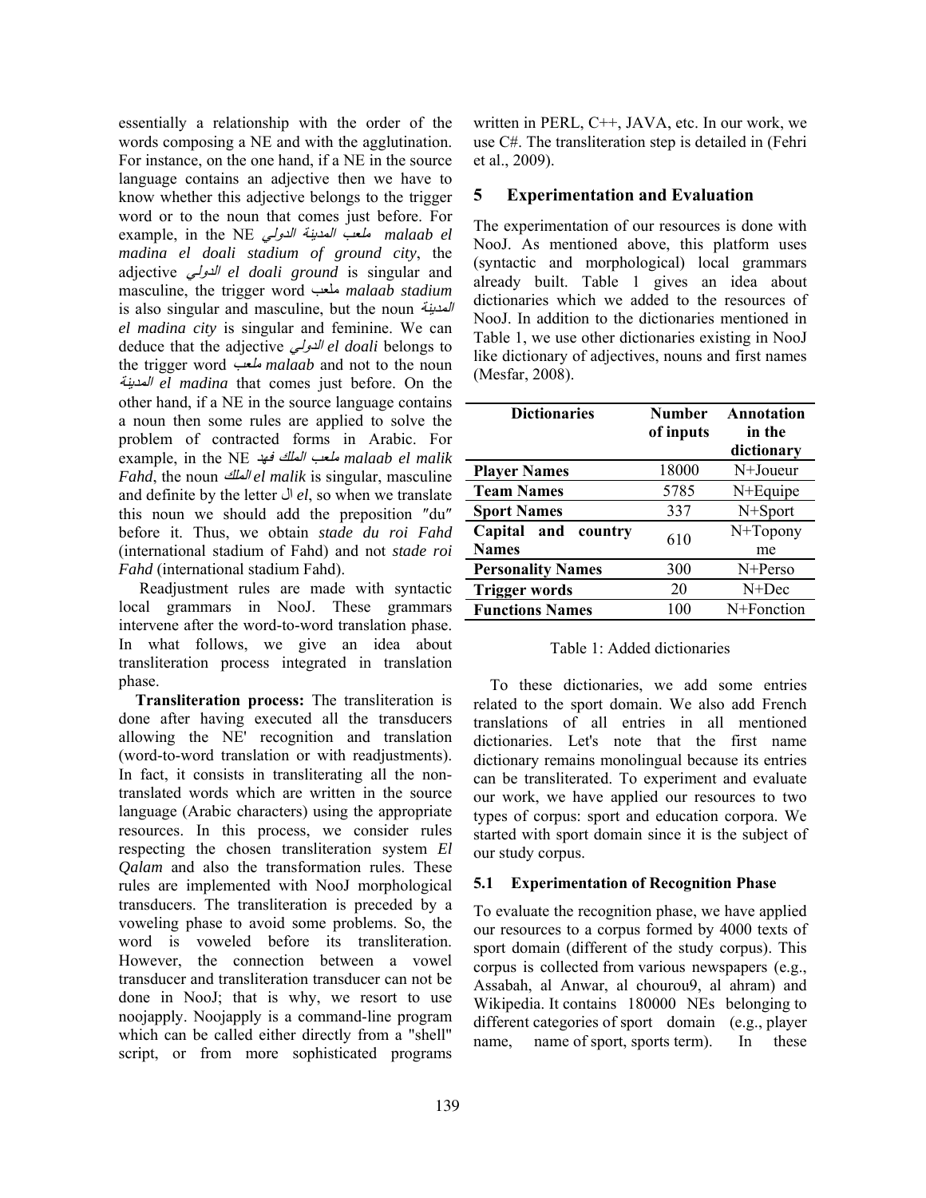essentially a relationship with the order of the words composing a NE and with the agglutination. For instance, on the one hand, if a NE in the source language contains an adjective then we have to know whether this adjective belongs to the trigger word or to the noun that comes just before. For example, in the NE *ملعب المدينة الدولي* ***malaab el madina el doali stadium of ground city***, the adjective *الدولي* ***el doali ground*** is singular and masculine, the trigger word ملعب ***malaab stadium*** is also singular and masculine, but the noun *المدينة* ***el madina city*** is singular and feminine. We can deduce that the adjective *الدولي* ***el doali*** belongs to the trigger word ملعب ***malaab*** and not to the noun *المدينة* ***el madina*** that comes just before. On the other hand, if a NE in the source language contains a noun then some rules are applied to solve the problem of contracted forms in Arabic. For example, in the NE *ملعب الملك فهد* ***malaab el malik Fahd***, the noun *الملك* ***el malik*** is singular, masculine and definite by the letter ال *el*, so when we translate this noun we should add the preposition ″du″ before it. Thus, we obtain *stade du roi Fahd* (international stadium of Fahd) and not *stade roi Fahd* (international stadium Fahd).

Readjustment rules are made with syntactic local grammars in NooJ. These grammars intervene after the word-to-word translation phase. In what follows, we give an idea about transliteration process integrated in translation phase.

**Transliteration process:** The transliteration is done after having executed all the transducers allowing the NE' recognition and translation (word-to-word translation or with readjustments). In fact, it consists in transliterating all the non-translated words which are written in the source language (Arabic characters) using the appropriate resources. In this process, we consider rules respecting the chosen transliteration system *El Qalam* and also the transformation rules. These rules are implemented with NooJ morphological transducers. The transliteration is preceded by a voweling phase to avoid some problems. So, the word is voweled before its transliteration. However, the connection between a vowel transducer and transliteration transducer can not be done in NooJ; that is why, we resort to use noojapply. Noojapply is a command-line program which can be called either directly from a "shell" script, or from more sophisticated programs written in PERL, C++, JAVA, etc. In our work, we use C#. The transliteration step is detailed in (Fehri et al., 2009).

## 5 Experimentation and Evaluation

The experimentation of our resources is done with NooJ. As mentioned above, this platform uses (syntactic and morphological) local grammars already built. Table 1 gives an idea about dictionaries which we added to the resources of NooJ. In addition to the dictionaries mentioned in Table 1, we use other dictionaries existing in NooJ like dictionary of adjectives, nouns and first names (Mesfar, 2008).

| Dictionaries | Number of inputs | Annotation in the dictionary |
|---|---|---|
| **Player Names** | 18000 | N+Joueur |
| **Team Names** | 5785 | N+Equipe |
| **Sport Names** | 337 | N+Sport |
| **Capital and country Names** | 610 | N+Toponyme |
| **Personality Names** | 300 | N+Perso |
| **Trigger words** | 20 | N+Dec |
| **Functions Names** | 100 | N+Fonction |

Table 1: Added dictionaries

To these dictionaries, we add some entries related to the sport domain. We also add French translations of all entries in all mentioned dictionaries. Let's note that the first name dictionary remains monolingual because its entries can be transliterated. To experiment and evaluate our work, we have applied our resources to two types of corpus: sport and education corpora. We started with sport domain since it is the subject of our study corpus.

### 5.1 Experimentation of Recognition Phase

To evaluate the recognition phase, we have applied our resources to a corpus formed by 4000 texts of sport domain (different of the study corpus). This corpus is collected from various newspapers (e.g., Assabah, al Anwar, al chourou9, al ahram) and Wikipedia. It contains 180000 NEs belonging to different categories of sport domain (e.g., player name, name of sport, sports term). In these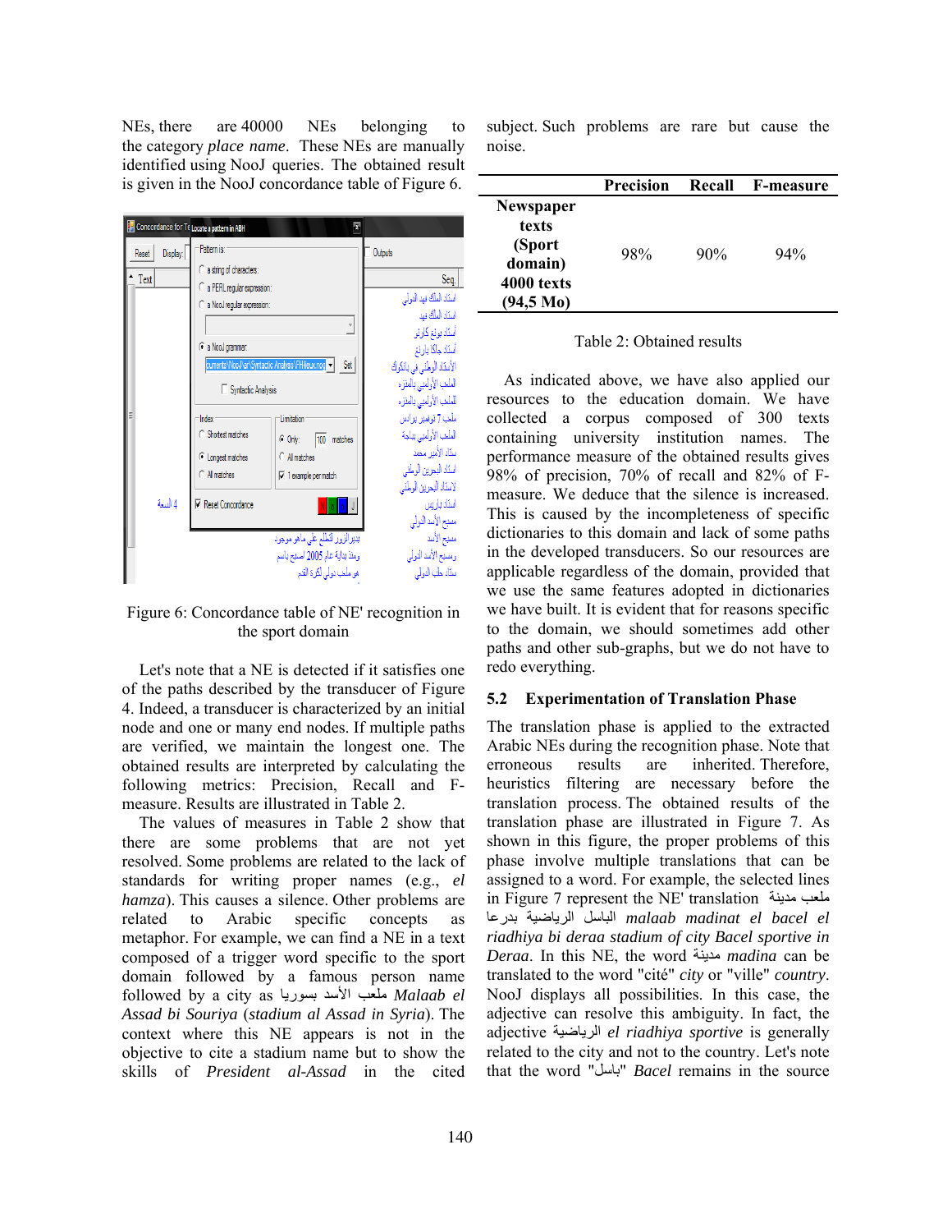NEs, there are 40000 NEs belonging to the category *place name*. These NEs are manually identified using NooJ queries. The obtained result is given in the NooJ concordance table of Figure 6.

Figure 6: Concordance table of NE' recognition in the sport domain

Let's note that a NE is detected if it satisfies one of the paths described by the transducer of Figure 4. Indeed, a transducer is characterized by an initial node and one or many end nodes. If multiple paths are verified, we maintain the longest one. The obtained results are interpreted by calculating the following metrics: Precision, Recall and F-measure. Results are illustrated in Table 2.

The values of measures in Table 2 show that there are some problems that are not yet resolved. Some problems are related to the lack of standards for writing proper names (e.g., *el hamza*). This causes a silence. Other problems are related to Arabic specific concepts as metaphor. For example, we can find a NE in a text composed of a trigger word specific to the sport domain followed by a famous person name followed by a city as ملعب الأسد بسوريا *Malaab el Assad bi Souriya* (*stadium al Assad in Syria*). The context where this NE appears is not in the objective to cite a stadium name but to show the skills of *President al-Assad* in the cited subject. Such problems are rare but cause the noise.

| | Precision | Recall | F-measure |
|---|---|---|---|
| **Newspaper texts (Sport domain) 4000 texts (94,5 Mo)** | 98% | 90% | 94% |

Table 2: Obtained results

As indicated above, we have also applied our resources to the education domain. We have collected a corpus composed of 300 texts containing university institution names. The performance measure of the obtained results gives 98% of precision, 70% of recall and 82% of F-measure. We deduce that the silence is increased. This is caused by the incompleteness of specific dictionaries to this domain and lack of some paths in the developed transducers. So our resources are applicable regardless of the domain, provided that we use the same features adopted in dictionaries we have built. It is evident that for reasons specific to the domain, we should sometimes add other paths and other sub-graphs, but we do not have to redo everything.

### 5.2 Experimentation of Translation Phase

The translation phase is applied to the extracted Arabic NEs during the recognition phase. Note that erroneous results are inherited. Therefore, heuristics filtering are necessary before the translation process. The obtained results of the translation phase are illustrated in Figure 7. As shown in this figure, the proper problems of this phase involve multiple translations that can be assigned to a word. For example, the selected lines in Figure 7 represent the NE' translation ملعب مدينة الباسل الرياضية بدرعا *malaab madinat el bacel el riadhiya bi deraa stadium of city Bacel sportive in Deraa*. In this NE, the word مدينة *madina* can be translated to the word "cité" *city* or "ville" *country*. NooJ displays all possibilities. In this case, the adjective can resolve this ambiguity. In fact, the adjective الرياضية *el riadhiya sportive* is generally related to the city and not to the country. Let's note that the word "باسل" *Bacel* remains in the source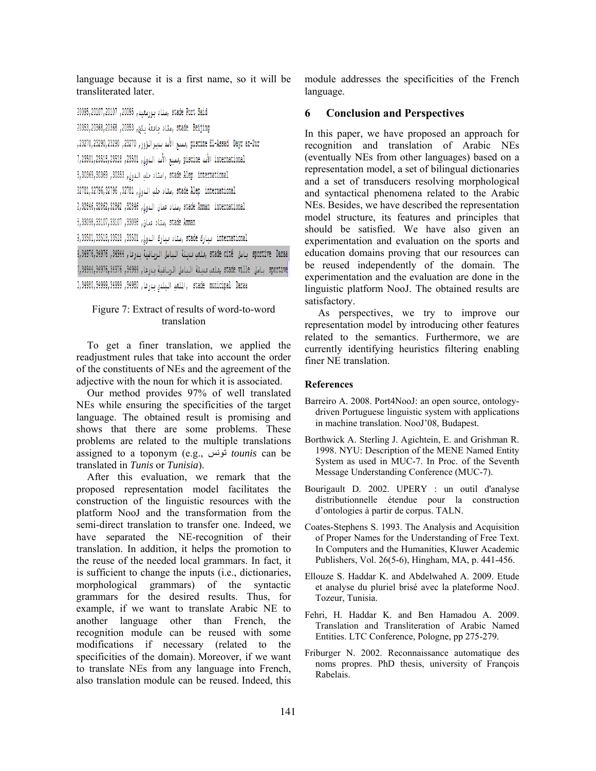language because it is a first name, so it will be transliterated later.

```
20095,20107,20107 ,20095 ,ستاد بورسعيد, stade Port Said
20353,20368,20368 ,20353 ,ستاد جامعة بكين, stade Beijing
,23270,23290,23290 ,23270 ,مسبح الأسد بدير الزور, piscine El-Assad Dayr az-Zur
7,23501,23518,23518 ,23501 ,مسبح الأسد الدولي, piscine الأسد international
3,30369,30369 ,30353 ,استاد حلب الدولي, stade Alep international
32781,32796,32796 ,32781 ,ستاد حلب الدولي, stade Alep international
3,32846,32862,32862 ,32846 ,ستاد عمان الدولي, stade Amman international
3,33098,33107,33107 ,33098 ,ستاد عمان, stade Amman
3,33501,33518,33518 ,33501 ,ستاد مبارك الدولي, stade مبارك international
3,34976,34976 ,34944 ,ملعب مدينة الباسل الرياضية بدرعا, stade cité باسل sportive Daraa
7,34944,34976,34976 ,34944 ,ملعب مدينة الباسل الرياضية بدرعا, stade ville باسل sportive
3,34980,34999,34999 ,34980 ,الملعب البلدي بدرعا, stade municipal Daraa
```

Figure 7: Extract of results of word-to-word translation

To get a finer translation, we applied the readjustment rules that take into account the order of the constituents of NEs and the agreement of the adjective with the noun for which it is associated.

Our method provides 97% of well translated NEs while ensuring the specificities of the target language. The obtained result is promising and shows that there are some problems. These problems are related to the multiple translations assigned to a toponym (e.g., تونس *tounis* can be translated in *Tunis* or *Tunisia*).

After this evaluation, we remark that the proposed representation model facilitates the construction of the linguistic resources with the platform NooJ and the transformation from the semi-direct translation to transfer one. Indeed, we have separated the NE-recognition of their translation. In addition, it helps the promotion to the reuse of the needed local grammars. In fact, it is sufficient to change the inputs (i.e., dictionaries, morphological grammars) of the syntactic grammars for the desired results. Thus, for example, if we want to translate Arabic NE to another language other than French, the recognition module can be reused with some modifications if necessary (related to the specificities of the domain). Moreover, if we want to translate NEs from any language into French, also translation module can be reused. Indeed, this module addresses the specificities of the French language.

## 6 Conclusion and Perspectives

In this paper, we have proposed an approach for recognition and translation of Arabic NEs (eventually NEs from other languages) based on a representation model, a set of bilingual dictionaries and a set of transducers resolving morphological and syntactical phenomena related to the Arabic NEs. Besides, we have described the representation model structure, its features and principles that should be satisfied. We have also given an experimentation and evaluation on the sports and education domains proving that our resources can be reused independently of the domain. The experimentation and the evaluation are done in the linguistic platform NooJ. The obtained results are satisfactory.

As perspectives, we try to improve our representation model by introducing other features related to the semantics. Furthermore, we are currently identifying heuristics filtering enabling finer NE translation.

## References

Barreiro A. 2008. Port4NooJ: an open source, ontology-driven Portuguese linguistic system with applications in machine translation. NooJ'08, Budapest.

Borthwick A. Sterling J. Agichtein, E. and Grishman R. 1998. NYU: Description of the MENE Named Entity System as used in MUC-7. In Proc. of the Seventh Message Understanding Conference (MUC-7).

Bourigault D. 2002. UPERY : un outil d'analyse distributionnelle étendue pour la construction d'ontologies à partir de corpus. TALN.

Coates-Stephens S. 1993. The Analysis and Acquisition of Proper Names for the Understanding of Free Text. In Computers and the Humanities, Kluwer Academic Publishers, Vol. 26(5-6), Hingham, MA, p. 441-456.

Ellouze S. Haddar K. and Abdelwahed A. 2009. Etude et analyse du pluriel brisé avec la plateforme NooJ. Tozeur, Tunisia.

Fehri, H. Haddar K. and Ben Hamadou A. 2009. Translation and Transliteration of Arabic Named Entities. LTC Conference, Pologne, pp 275-279.

Friburger N. 2002. Reconnaissance automatique des noms propres. PhD thesis, university of François Rabelais.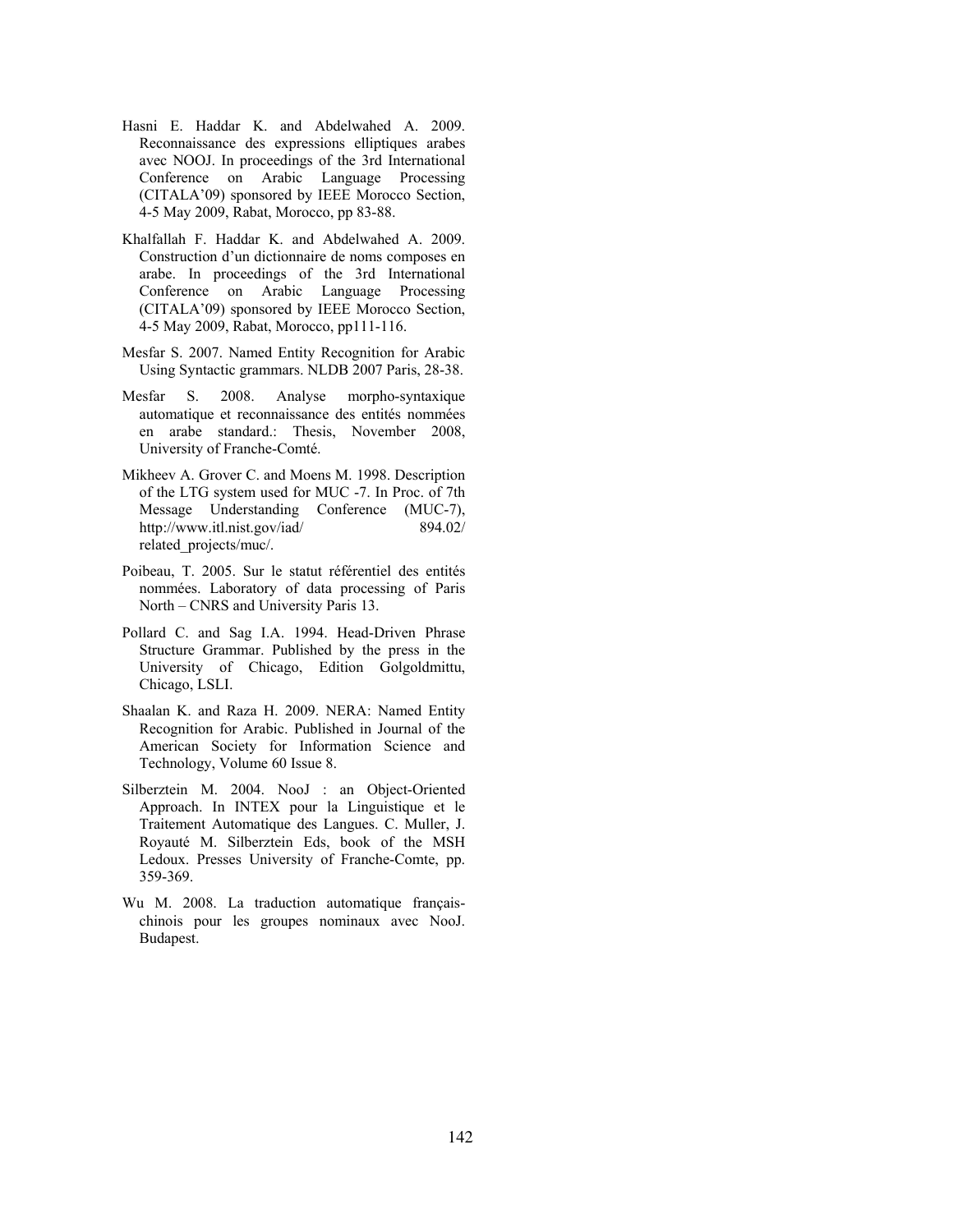Hasni E. Haddar K. and Abdelwahed A. 2009. Reconnaissance des expressions elliptiques arabes avec NOOJ. In proceedings of the 3rd International Conference on Arabic Language Processing (CITALA'09) sponsored by IEEE Morocco Section, 4-5 May 2009, Rabat, Morocco, pp 83-88.

Khalfallah F. Haddar K. and Abdelwahed A. 2009. Construction d'un dictionnaire de noms composes en arabe. In proceedings of the 3rd International Conference on Arabic Language Processing (CITALA'09) sponsored by IEEE Morocco Section, 4-5 May 2009, Rabat, Morocco, pp111-116.

Mesfar S. 2007. Named Entity Recognition for Arabic Using Syntactic grammars. NLDB 2007 Paris, 28-38.

Mesfar S. 2008. Analyse morpho-syntaxique automatique et reconnaissance des entités nommées en arabe standard.: Thesis, November 2008, University of Franche-Comté.

Mikheev A. Grover C. and Moens M. 1998. Description of the LTG system used for MUC -7. In Proc. of 7th Message Understanding Conference (MUC-7), http://www.itl.nist.gov/iad/ 894.02/ related_projects/muc/.

Poibeau, T. 2005. Sur le statut référentiel des entités nommées. Laboratory of data processing of Paris North – CNRS and University Paris 13.

Pollard C. and Sag I.A. 1994. Head-Driven Phrase Structure Grammar. Published by the press in the University of Chicago, Edition Golgoldmittu, Chicago, LSLI.

Shaalan K. and Raza H. 2009. NERA: Named Entity Recognition for Arabic. Published in Journal of the American Society for Information Science and Technology, Volume 60 Issue 8.

Silberztein M. 2004. NooJ : an Object-Oriented Approach. In INTEX pour la Linguistique et le Traitement Automatique des Langues. C. Muller, J. Royauté M. Silberztein Eds, book of the MSH Ledoux. Presses University of Franche-Comte, pp. 359-369.

Wu M. 2008. La traduction automatique français-chinois pour les groupes nominaux avec NooJ. Budapest.